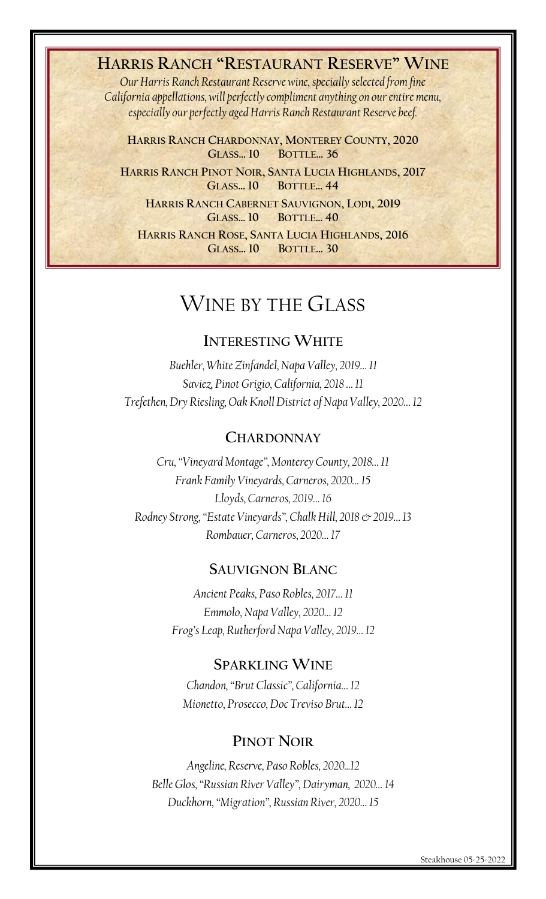## Harris Ranch "Restaurant Reserve" Wine

*Our Harris Ranch Restaurant Reserve wine, specially selected from fine California appellations, will perfectly compliment anything on our entire menu, especially our perfectly aged Harris Ranch Restaurant Reserve beef.*

**Harris Ranch Chardonnay, Monterey County, 2020**
**Glass... 10 Bottle... 36**

**Harris Ranch Pinot Noir, Santa Lucia Highlands, 2017**
**Glass... 10 Bottle... 44**

**Harris Ranch Cabernet Sauvignon, Lodi, 2019**
**Glass... 10 Bottle... 40**

**Harris Ranch Rose, Santa Lucia Highlands, 2016**
**Glass... 10 Bottle... 30**

# Wine by the Glass

### Interesting White

*Buehler, White Zinfandel, Napa Valley, 2019... 11*
*Saviez, Pinot Grigio, California, 2018 ... 11*
*Trefethen, Dry Riesling, Oak Knoll District of Napa Valley, 2020... 12*

### Chardonnay

*Cru, "Vineyard Montage", Monterey County, 2018... 11*
*Frank Family Vineyards, Carneros, 2020... 15*
*Lloyds, Carneros, 2019... 16*
*Rodney Strong, "Estate Vineyards", Chalk Hill, 2018 & 2019... 13*
*Rombauer, Carneros, 2020... 17*

### Sauvignon Blanc

*Ancient Peaks, Paso Robles, 2017... 11*
*Emmolo, Napa Valley, 2020... 12*
*Frog's Leap, Rutherford Napa Valley, 2019... 12*

### Sparkling Wine

*Chandon, "Brut Classic", California... 12*
*Mionetto, Prosecco, Doc Treviso Brut... 12*

### Pinot Noir

*Angeline, Reserve, Paso Robles, 2020...12*
*Belle Glos, "Russian River Valley", Dairyman, 2020... 14*
*Duckhorn, "Migration", Russian River, 2020... 15*

Steakhouse 05-25-2022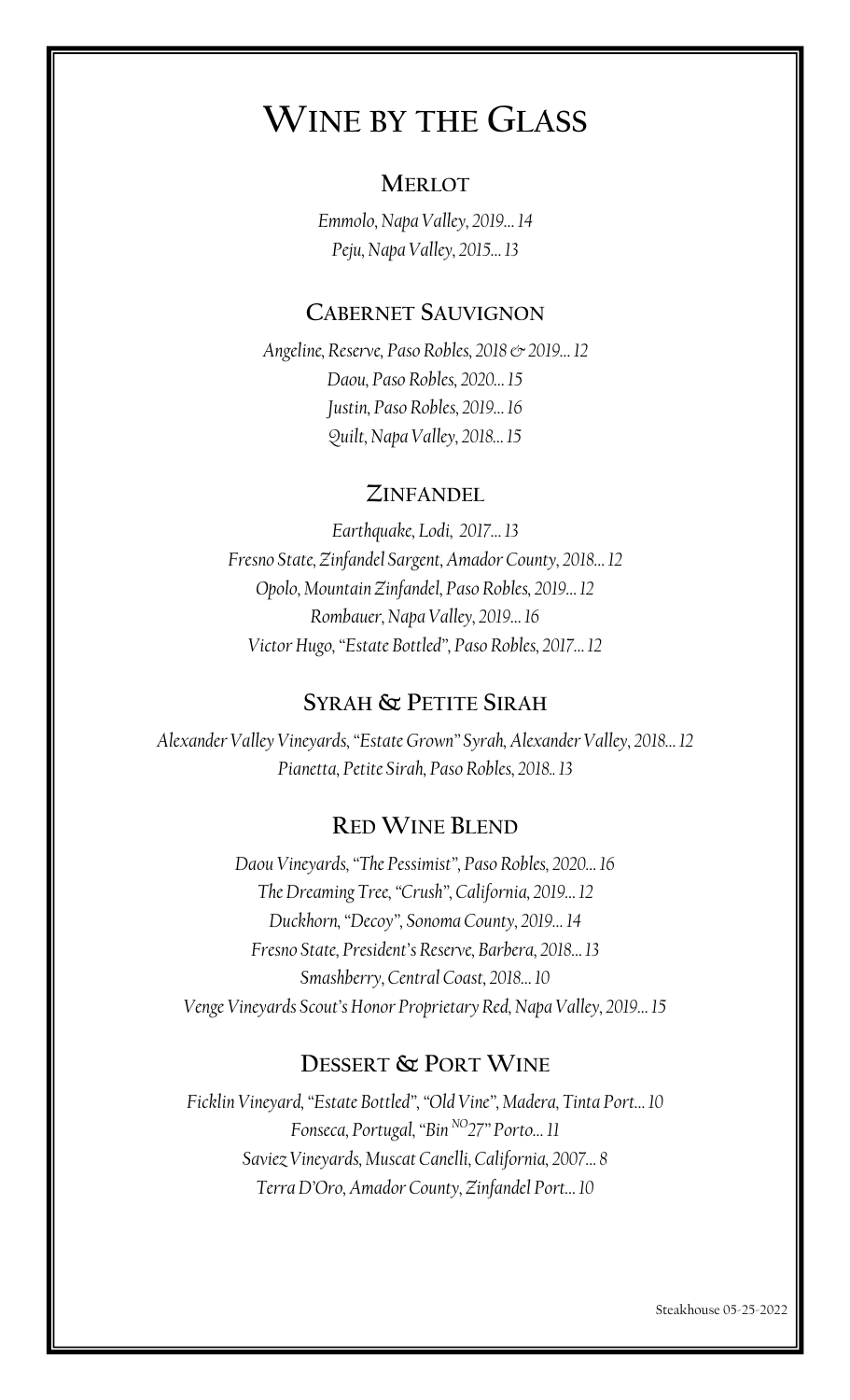# Wine by the Glass

## Merlot

*Emmolo, Napa Valley, 2019... 14*
*Peju, Napa Valley, 2015... 13*

## Cabernet Sauvignon

*Angeline, Reserve, Paso Robles, 2018 & 2019... 12*
*Daou, Paso Robles, 2020... 15*
*Justin, Paso Robles, 2019... 16*
*Quilt, Napa Valley, 2018... 15*

## Zinfandel

*Earthquake, Lodi, 2017... 13*
*Fresno State, Zinfandel Sargent, Amador County, 2018... 12*
*Opolo, Mountain Zinfandel, Paso Robles, 2019... 12*
*Rombauer, Napa Valley, 2019... 16*
*Victor Hugo, "Estate Bottled", Paso Robles, 2017... 12*

## Syrah & Petite Sirah

*Alexander Valley Vineyards, "Estate Grown" Syrah, Alexander Valley, 2018... 12*
*Pianetta, Petite Sirah, Paso Robles, 2018.. 13*

## Red Wine Blend

*Daou Vineyards, "The Pessimist", Paso Robles, 2020... 16*
*The Dreaming Tree, "Crush", California, 2019... 12*
*Duckhorn, "Decoy", Sonoma County, 2019... 14*
*Fresno State, President's Reserve, Barbera, 2018... 13*
*Smashberry, Central Coast, 2018... 10*
*Venge Vineyards Scout's Honor Proprietary Red, Napa Valley, 2019... 15*

## Dessert & Port Wine

*Ficklin Vineyard, "Estate Bottled", "Old Vine", Madera, Tinta Port... 10*
*Fonseca, Portugal, "Bin NO 27" Porto... 11*
*Saviez Vineyards, Muscat Canelli, California, 2007... 8*
*Terra D'Oro, Amador County, Zinfandel Port... 10*

Steakhouse 05-25-2022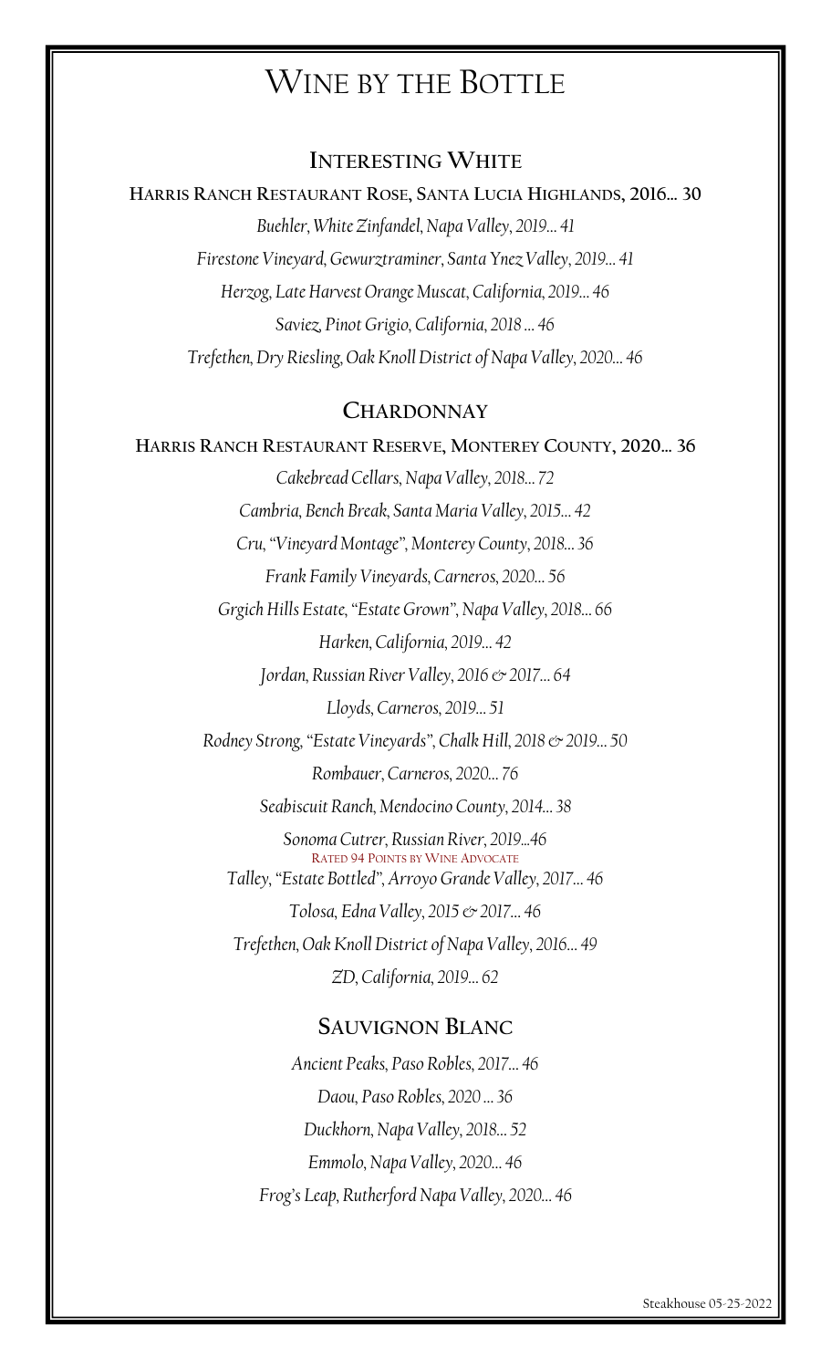# Wine by the Bottle

## Interesting White

**Harris Ranch Restaurant Rose, Santa Lucia Highlands, 2016... 30**

*Buehler, White Zinfandel, Napa Valley, 2019... 41*

*Firestone Vineyard, Gewurztraminer, Santa Ynez Valley, 2019... 41*

*Herzog, Late Harvest Orange Muscat, California, 2019... 46*

*Saviez, Pinot Grigio, California, 2018 ... 46*

*Trefethen, Dry Riesling, Oak Knoll District of Napa Valley, 2020... 46*

## Chardonnay

**Harris Ranch Restaurant Reserve, Monterey County, 2020... 36**

*Cakebread Cellars, Napa Valley, 2018... 72*

*Cambria, Bench Break, Santa Maria Valley, 2015... 42*

*Cru, "Vineyard Montage", Monterey County, 2018... 36*

*Frank Family Vineyards, Carneros, 2020... 56*

*Grgich Hills Estate, "Estate Grown", Napa Valley, 2018... 66*

*Harken, California, 2019... 42*

*Jordan, Russian River Valley, 2016 & 2017... 64*

*Lloyds, Carneros, 2019... 51*

*Rodney Strong, "Estate Vineyards", Chalk Hill, 2018 & 2019... 50*

*Rombauer, Carneros, 2020... 76*

*Seabiscuit Ranch, Mendocino County, 2014... 38*

*Sonoma Cutrer, Russian River, 2019...46*
Rated 94 Points by Wine Advocate

*Talley, "Estate Bottled", Arroyo Grande Valley, 2017... 46*

*Tolosa, Edna Valley, 2015 & 2017... 46*

*Trefethen, Oak Knoll District of Napa Valley, 2016... 49*

*ZD, California, 2019... 62*

## Sauvignon Blanc

*Ancient Peaks, Paso Robles, 2017... 46*

*Daou, Paso Robles, 2020 ... 36*

*Duckhorn, Napa Valley, 2018... 52*

*Emmolo, Napa Valley, 2020... 46*

*Frog's Leap, Rutherford Napa Valley, 2020... 46*

Steakhouse 05-25-2022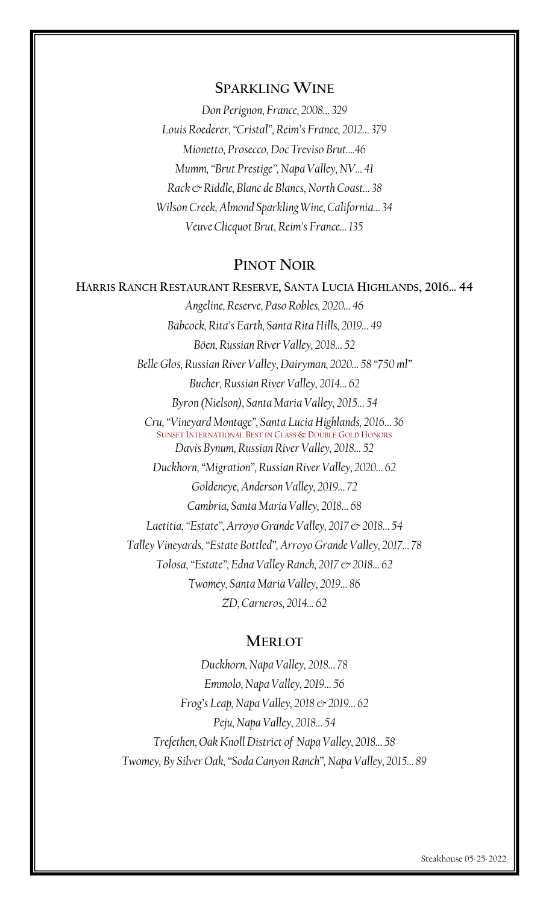## Sparkling Wine

*Don Perignon, France, 2008... 329*

*Louis Roederer, "Cristal", Reim's France, 2012... 379*

*Mionetto, Prosecco, Doc Treviso Brut....46*

*Mumm, "Brut Prestige", Napa Valley, NV... 41*

*Rack & Riddle, Blanc de Blancs, North Coast... 38*

*Wilson Creek, Almond Sparkling Wine, California... 34*

*Veuve Clicquot Brut, Reim's France... 135*

## Pinot Noir

**Harris Ranch Restaurant Reserve, Santa Lucia Highlands, 2016... 44**

*Angeline, Reserve, Paso Robles, 2020... 46*

*Babcock, Rita's Earth, Santa Rita Hills, 2019... 49*

*Böen, Russian River Valley, 2018... 52*

*Belle Glos, Russian River Valley, Dairyman, 2020... 58 "750 ml"*

*Bucher, Russian River Valley, 2014... 62*

*Byron (Nielson), Santa Maria Valley, 2015... 54*

*Cru, "Vineyard Montage", Santa Lucia Highlands, 2016... 36*
Sunset International Best in Class & Double Gold Honors

*Davis Bynum, Russian River Valley, 2018... 52*

*Duckhorn, "Migration", Russian River Valley, 2020... 62*

*Goldeneye, Anderson Valley, 2019... 72*

*Cambria, Santa Maria Valley, 2018... 68*

*Laetitia, "Estate", Arroyo Grande Valley, 2017 & 2018... 54*

*Talley Vineyards, "Estate Bottled", Arroyo Grande Valley, 2017... 78*

*Tolosa, "Estate", Edna Valley Ranch, 2017 & 2018... 62*

*Twomey, Santa Maria Valley, 2019... 86*

*ZD, Carneros, 2014... 62*

## Merlot

*Duckhorn, Napa Valley, 2018... 78*

*Emmolo, Napa Valley, 2019... 56*

*Frog's Leap, Napa Valley, 2018 & 2019... 62*

*Peju, Napa Valley, 2018... 54*

*Trefethen, Oak Knoll District of Napa Valley, 2018... 58*

*Twomey, By Silver Oak, "Soda Canyon Ranch", Napa Valley, 2015... 89*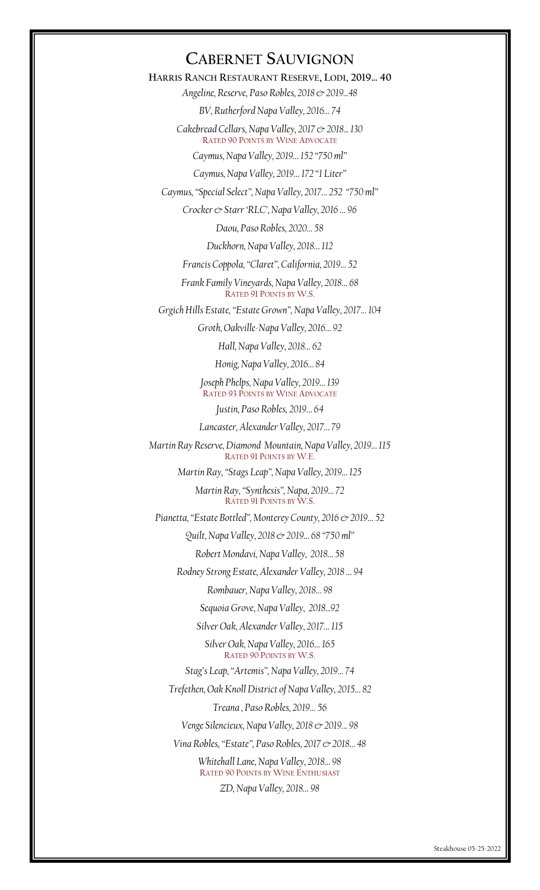# Cabernet Sauvignon

**Harris Ranch Restaurant Reserve, Lodi, 2019… 40**

*Angeline, Reserve, Paso Robles, 2018 & 2019…48*

*BV, Rutherford Napa Valley, 2016… 74*

*Cakebread Cellars, Napa Valley, 2017 & 2018… 130*
Rated 90 Points by Wine Advocate

*Caymus, Napa Valley, 2019… 152 "750 ml"*

*Caymus, Napa Valley, 2019… 172 "1 Liter"*

*Caymus, "Special Select", Napa Valley, 2017… 252 "750 ml"*

*Crocker & Starr 'RLC', Napa Valley, 2016 … 96*

*Daou, Paso Robles, 2020… 58*

*Duckhorn, Napa Valley, 2018… 112*

*Francis Coppola, "Claret", California, 2019… 52*

*Frank Family Vineyards, Napa Valley, 2018… 68*
Rated 91 Points by W.S.

*Grgich Hills Estate, "Estate Grown", Napa Valley, 2017… 104*

*Groth, Oakville-Napa Valley, 2016… 92*

*Hall, Napa Valley, 2018… 62*

*Honig, Napa Valley, 2016… 84*

*Joseph Phelps, Napa Valley, 2019… 139*
Rated 93 Points by Wine Advocate

*Justin, Paso Robles, 2019… 64*

*Lancaster, Alexander Valley, 2017… 79*

*Martin Ray Reserve, Diamond Mountain, Napa Valley, 2019… 115*
Rated 91 Points by W.E.

*Martin Ray, "Stags Leap", Napa Valley, 2019… 125*

*Martin Ray, "Synthesis", Napa, 2019… 72*
Rated 91 Points by W.S.

*Pianetta, "Estate Bottled", Monterey County, 2016 & 2019… 52*

*Quilt, Napa Valley, 2018 & 2019… 68 "750 ml"*

*Robert Mondavi, Napa Valley, 2018… 58*

*Rodney Strong Estate, Alexander Valley, 2018 … 94*

*Rombauer, Napa Valley, 2018… 98*

*Sequoia Grove, Napa Valley, 2018…92*

*Silver Oak, Alexander Valley, 2017… 115*

*Silver Oak, Napa Valley, 2016… 165*
Rated 90 Points by W.S.

*Stag's Leap, "Artemis", Napa Valley, 2019… 74*

*Trefethen, Oak Knoll District of Napa Valley, 2015… 82*

*Treana , Paso Robles, 2019… 56*

*Venge Silencieux, Napa Valley, 2018 & 2019… 98*

*Vina Robles, "Estate", Paso Robles, 2017 & 2018… 48*

*Whitehall Lane, Napa Valley, 2018… 98*
Rated 90 Points by Wine Enthusiast

*ZD, Napa Valley, 2018… 98*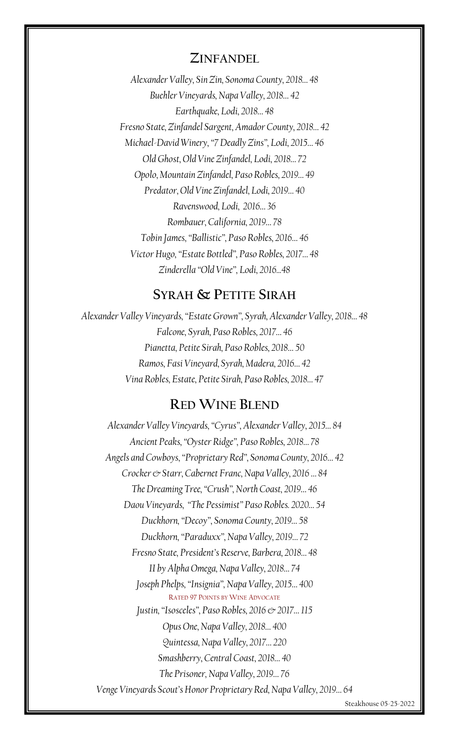## Zinfandel

*Alexander Valley, Sin Zin, Sonoma County, 2018... 48*

*Buehler Vineyards, Napa Valley, 2018... 42*

*Earthquake, Lodi, 2018... 48*

*Fresno State, Zinfandel Sargent, Amador County, 2018... 42*

*Michael-David Winery, "7 Deadly Zins", Lodi, 2015... 46*

*Old Ghost, Old Vine Zinfandel, Lodi, 2018... 72*

*Opolo, Mountain Zinfandel, Paso Robles, 2019... 49*

*Predator, Old Vine Zinfandel, Lodi, 2019... 40*

*Ravenswood, Lodi, 2016... 36*

*Rombauer, California, 2019... 78*

*Tobin James, "Ballistic", Paso Robles, 2016... 46*

*Victor Hugo, "Estate Bottled", Paso Robles, 2017... 48*

*Zinderella "Old Vine", Lodi, 2016...48*

## Syrah & Petite Sirah

*Alexander Valley Vineyards, "Estate Grown", Syrah, Alexander Valley, 2018... 48*

*Falcone, Syrah, Paso Robles, 2017... 46*

*Pianetta, Petite Sirah, Paso Robles, 2018... 50*

*Ramos, Fasi Vineyard, Syrah, Madera, 2016... 42*

*Vina Robles, Estate, Petite Sirah, Paso Robles, 2018... 47*

## Red Wine Blend

*Alexander Valley Vineyards, "Cyrus", Alexander Valley, 2015... 84*

*Ancient Peaks, "Oyster Ridge", Paso Robles, 2018... 78*

*Angels and Cowboys, "Proprietary Red", Sonoma County, 2016... 42*

*Crocker & Starr, Cabernet Franc, Napa Valley, 2016 ... 84*

*The Dreaming Tree, "Crush", North Coast, 2019... 46*

*Daou Vineyards, "The Pessimist" Paso Robles. 2020... 54*

*Duckhorn, "Decoy", Sonoma County, 2019... 58*

*Duckhorn, "Paraduxx", Napa Valley, 2019... 72*

*Fresno State, President's Reserve, Barbera, 2018... 48*

*II by Alpha Omega, Napa Valley, 2018... 74*

*Joseph Phelps, "Insignia", Napa Valley, 2015... 400*

Rated 97 Points by Wine Advocate

*Justin, "Isosceles", Paso Robles, 2016 & 2017... 115*

*Opus One, Napa Valley, 2018... 400*

*Quintessa, Napa Valley, 2017... 220*

*Smashberry, Central Coast, 2018... 40*

*The Prisoner, Napa Valley, 2019... 76*

*Venge Vineyards Scout's Honor Proprietary Red, Napa Valley, 2019... 64*

Steakhouse 05-25-2022